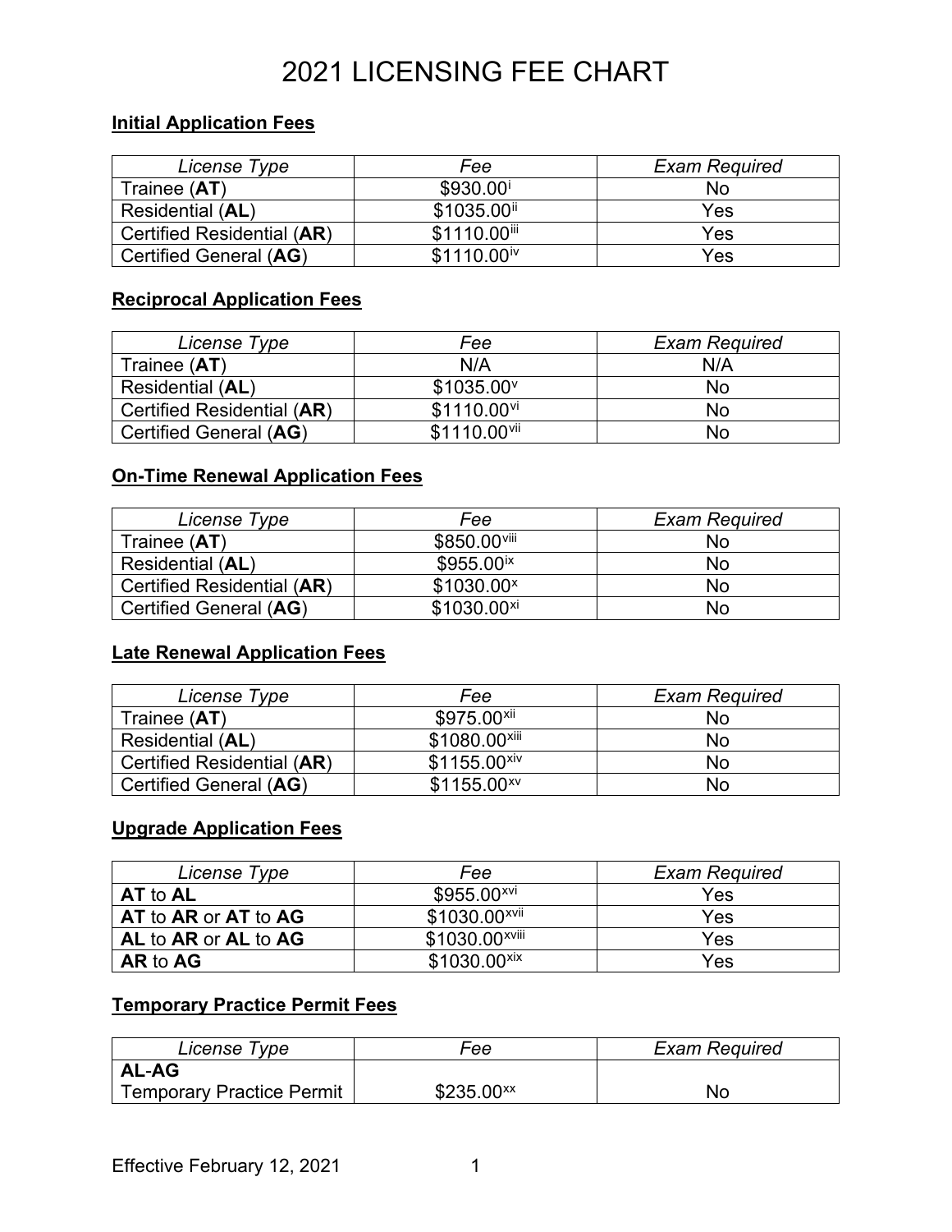# 2021 LICENSING FEE CHART

## Initial Application Fees

| *License Type* | *Fee* | *Exam Required* |
|---|---|---|
| Trainee (**AT**) | $930.00[i] | No |
| Residential (**AL**) | $1035.00[ii] | Yes |
| Certified Residential (**AR**) | $1110.00[iii] | Yes |
| Certified General (**AG**) | $1110.00[iv] | Yes |

## Reciprocal Application Fees

| *License Type* | *Fee* | *Exam Required* |
|---|---|---|
| Trainee (**AT**) | N/A | N/A |
| Residential (**AL**) | $1035.00[v] | No |
| Certified Residential (**AR**) | $1110.00[vi] | No |
| Certified General (**AG**) | $1110.00[vii] | No |

## On-Time Renewal Application Fees

| *License Type* | *Fee* | *Exam Required* |
|---|---|---|
| Trainee (**AT**) | $850.00[viii] | No |
| Residential (**AL**) | $955.00[ix] | No |
| Certified Residential (**AR**) | $1030.00[x] | No |
| Certified General (**AG**) | $1030.00[xi] | No |

## Late Renewal Application Fees

| *License Type* | *Fee* | *Exam Required* |
|---|---|---|
| Trainee (**AT**) | $975.00[xii] | No |
| Residential (**AL**) | $1080.00[xiii] | No |
| Certified Residential (**AR**) | $1155.00[xiv] | No |
| Certified General (**AG**) | $1155.00[xv] | No |

## Upgrade Application Fees

| *License Type* | *Fee* | *Exam Required* |
|---|---|---|
| **AT** to **AL** | $955.00[xvi] | Yes |
| **AT** to **AR** or **AT** to **AG** | $1030.00[xvii] | Yes |
| **AL** to **AR** or **AL** to **AG** | $1030.00[xviii] | Yes |
| **AR** to **AG** | $1030.00[xix] | Yes |

## Temporary Practice Permit Fees

| *License Type* | *Fee* | *Exam Required* |
|---|---|---|
| **AL-AG** Temporary Practice Permit | $235.00[xx] | No |

Effective February 12, 2021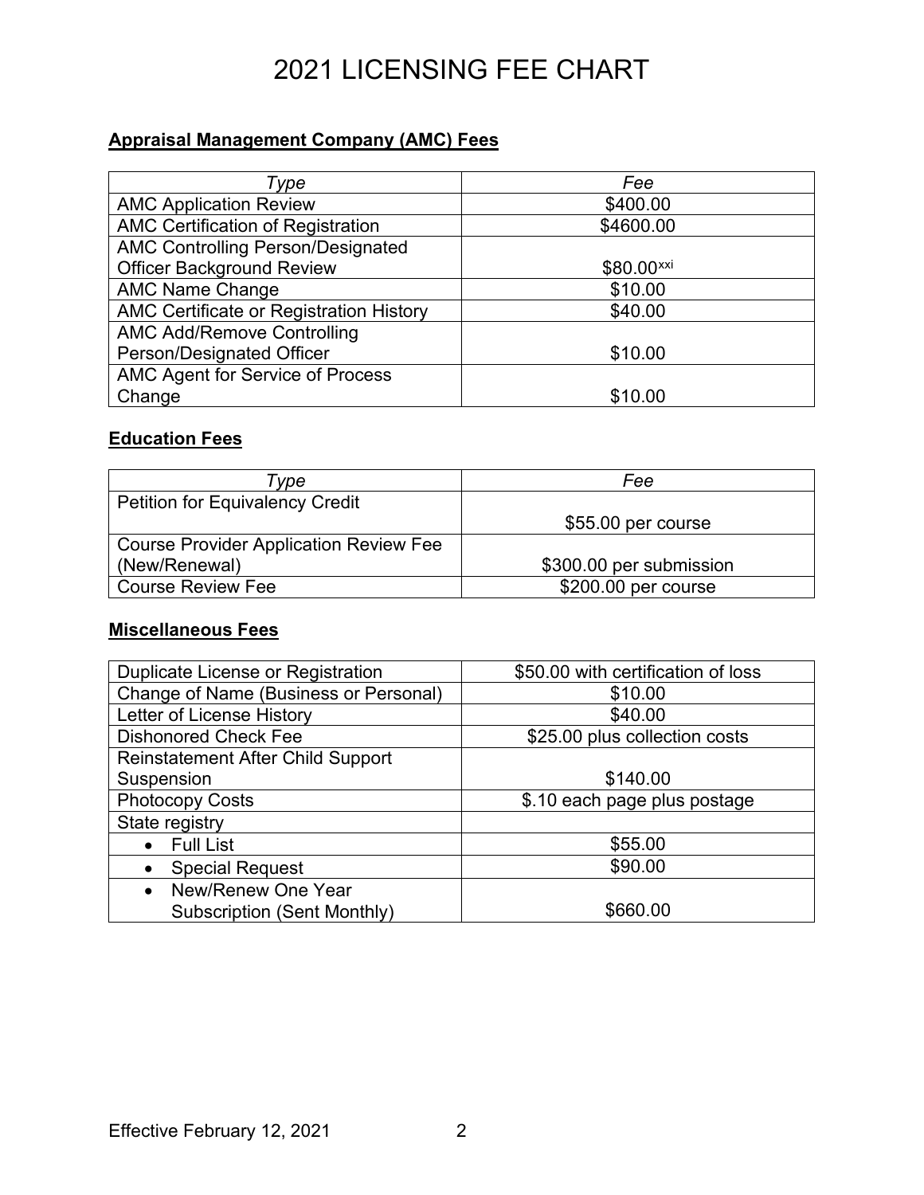# 2021 LICENSING FEE CHART

**Appraisal Management Company (AMC) Fees**

| *Type* | *Fee* |
|---|---|
| AMC Application Review | $400.00 |
| AMC Certification of Registration | $4600.00 |
| AMC Controlling Person/Designated Officer Background Review | $80.00[xxi] |
| AMC Name Change | $10.00 |
| AMC Certificate or Registration History | $40.00 |
| AMC Add/Remove Controlling Person/Designated Officer | $10.00 |
| AMC Agent for Service of Process Change | $10.00 |

**Education Fees**

| *Type* | *Fee* |
|---|---|
| Petition for Equivalency Credit | $55.00 per course |
| Course Provider Application Review Fee (New/Renewal) | $300.00 per submission |
| Course Review Fee | $200.00 per course |

**Miscellaneous Fees**

| | |
|---|---|
| Duplicate License or Registration | $50.00 with certification of loss |
| Change of Name (Business or Personal) | $10.00 |
| Letter of License History | $40.00 |
| Dishonored Check Fee | $25.00 plus collection costs |
| Reinstatement After Child Support Suspension | $140.00 |
| Photocopy Costs | $.10 each page plus postage |
| State registry | |
| • Full List | $55.00 |
| • Special Request | $90.00 |
| • New/Renew One Year Subscription (Sent Monthly) | $660.00 |

Effective February 12, 2021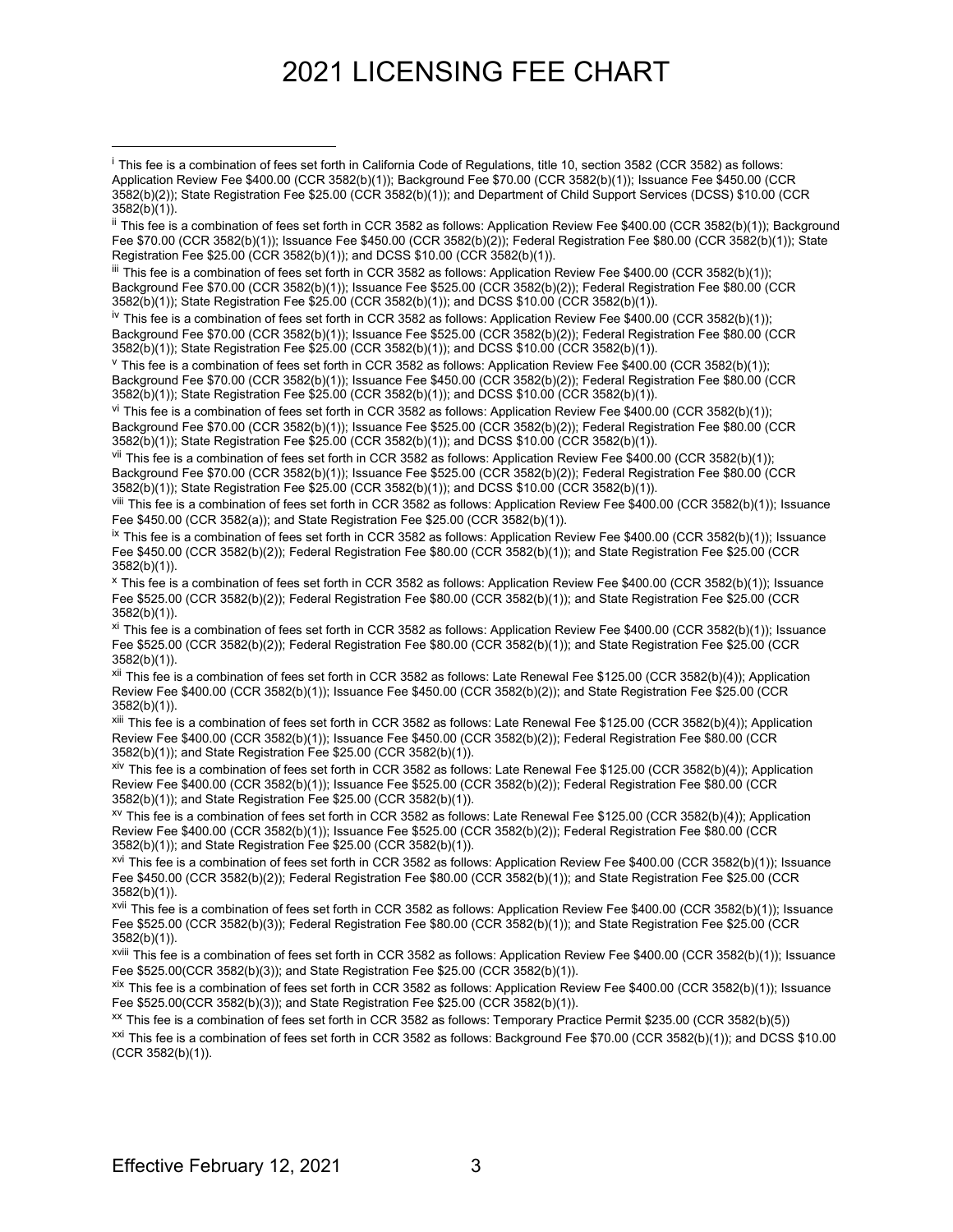# 2021 LICENSING FEE CHART

[i] This fee is a combination of fees set forth in California Code of Regulations, title 10, section 3582 (CCR 3582) as follows: Application Review Fee $400.00 (CCR 3582(b)(1)); Background Fee $70.00 (CCR 3582(b)(1)); Issuance Fee $450.00 (CCR 3582(b)(2)); State Registration Fee $25.00 (CCR 3582(b)(1)); and Department of Child Support Services (DCSS) $10.00 (CCR 3582(b)(1)).

[ii] This fee is a combination of fees set forth in CCR 3582 as follows: Application Review Fee $400.00 (CCR 3582(b)(1)); Background Fee $70.00 (CCR 3582(b)(1)); Issuance Fee $450.00 (CCR 3582(b)(2)); Federal Registration Fee $80.00 (CCR 3582(b)(1)); State Registration Fee $25.00 (CCR 3582(b)(1)); and DCSS $10.00 (CCR 3582(b)(1)).

[iii] This fee is a combination of fees set forth in CCR 3582 as follows: Application Review Fee $400.00 (CCR 3582(b)(1)); Background Fee $70.00 (CCR 3582(b)(1)); Issuance Fee $525.00 (CCR 3582(b)(2)); Federal Registration Fee $80.00 (CCR 3582(b)(1)); State Registration Fee $25.00 (CCR 3582(b)(1)); and DCSS $10.00 (CCR 3582(b)(1)).

[iv] This fee is a combination of fees set forth in CCR 3582 as follows: Application Review Fee $400.00 (CCR 3582(b)(1)); Background Fee $70.00 (CCR 3582(b)(1)); Issuance Fee $525.00 (CCR 3582(b)(2)); Federal Registration Fee $80.00 (CCR 3582(b)(1)); State Registration Fee $25.00 (CCR 3582(b)(1)); and DCSS $10.00 (CCR 3582(b)(1)).

[v] This fee is a combination of fees set forth in CCR 3582 as follows: Application Review Fee $400.00 (CCR 3582(b)(1)); Background Fee $70.00 (CCR 3582(b)(1)); Issuance Fee $450.00 (CCR 3582(b)(2)); Federal Registration Fee $80.00 (CCR 3582(b)(1)); State Registration Fee $25.00 (CCR 3582(b)(1)); and DCSS $10.00 (CCR 3582(b)(1)).

[vi] This fee is a combination of fees set forth in CCR 3582 as follows: Application Review Fee $400.00 (CCR 3582(b)(1)); Background Fee $70.00 (CCR 3582(b)(1)); Issuance Fee $525.00 (CCR 3582(b)(2)); Federal Registration Fee $80.00 (CCR 3582(b)(1)); State Registration Fee $25.00 (CCR 3582(b)(1)); and DCSS $10.00 (CCR 3582(b)(1)).

[vii] This fee is a combination of fees set forth in CCR 3582 as follows: Application Review Fee $400.00 (CCR 3582(b)(1)); Background Fee $70.00 (CCR 3582(b)(1)); Issuance Fee $525.00 (CCR 3582(b)(2)); Federal Registration Fee $80.00 (CCR 3582(b)(1)); State Registration Fee $25.00 (CCR 3582(b)(1)); and DCSS $10.00 (CCR 3582(b)(1)).

[viii] This fee is a combination of fees set forth in CCR 3582 as follows: Application Review Fee $400.00 (CCR 3582(b)(1)); Issuance Fee $450.00 (CCR 3582(a)); and State Registration Fee $25.00 (CCR 3582(b)(1)).

[ix] This fee is a combination of fees set forth in CCR 3582 as follows: Application Review Fee $400.00 (CCR 3582(b)(1)); Issuance Fee $450.00 (CCR 3582(b)(2)); Federal Registration Fee $80.00 (CCR 3582(b)(1)); and State Registration Fee $25.00 (CCR 3582(b)(1)).

[x] This fee is a combination of fees set forth in CCR 3582 as follows: Application Review Fee $400.00 (CCR 3582(b)(1)); Issuance Fee $525.00 (CCR 3582(b)(2)); Federal Registration Fee $80.00 (CCR 3582(b)(1)); and State Registration Fee $25.00 (CCR 3582(b)(1)).

[xi] This fee is a combination of fees set forth in CCR 3582 as follows: Application Review Fee $400.00 (CCR 3582(b)(1)); Issuance Fee $525.00 (CCR 3582(b)(2)); Federal Registration Fee $80.00 (CCR 3582(b)(1)); and State Registration Fee $25.00 (CCR 3582(b)(1)).

[xii] This fee is a combination of fees set forth in CCR 3582 as follows: Late Renewal Fee $125.00 (CCR 3582(b)(4)); Application Review Fee $400.00 (CCR 3582(b)(1)); Issuance Fee $450.00 (CCR 3582(b)(2)); and State Registration Fee $25.00 (CCR 3582(b)(1)).

[xiii] This fee is a combination of fees set forth in CCR 3582 as follows: Late Renewal Fee $125.00 (CCR 3582(b)(4)); Application Review Fee $400.00 (CCR 3582(b)(1)); Issuance Fee $450.00 (CCR 3582(b)(2)); Federal Registration Fee $80.00 (CCR 3582(b)(1)); and State Registration Fee $25.00 (CCR 3582(b)(1)).

[xiv] This fee is a combination of fees set forth in CCR 3582 as follows: Late Renewal Fee $125.00 (CCR 3582(b)(4)); Application Review Fee $400.00 (CCR 3582(b)(1)); Issuance Fee $525.00 (CCR 3582(b)(2)); Federal Registration Fee $80.00 (CCR 3582(b)(1)); and State Registration Fee $25.00 (CCR 3582(b)(1)).

[xv] This fee is a combination of fees set forth in CCR 3582 as follows: Late Renewal Fee $125.00 (CCR 3582(b)(4)); Application Review Fee $400.00 (CCR 3582(b)(1)); Issuance Fee $525.00 (CCR 3582(b)(2)); Federal Registration Fee $80.00 (CCR 3582(b)(1)); and State Registration Fee $25.00 (CCR 3582(b)(1)).

[xvi] This fee is a combination of fees set forth in CCR 3582 as follows: Application Review Fee $400.00 (CCR 3582(b)(1)); Issuance Fee $450.00 (CCR 3582(b)(2)); Federal Registration Fee $80.00 (CCR 3582(b)(1)); and State Registration Fee $25.00 (CCR 3582(b)(1)).

[xvii] This fee is a combination of fees set forth in CCR 3582 as follows: Application Review Fee $400.00 (CCR 3582(b)(1)); Issuance Fee $525.00 (CCR 3582(b)(3)); Federal Registration Fee $80.00 (CCR 3582(b)(1)); and State Registration Fee $25.00 (CCR 3582(b)(1)).

[xviii] This fee is a combination of fees set forth in CCR 3582 as follows: Application Review Fee $400.00 (CCR 3582(b)(1)); Issuance Fee $525.00(CCR 3582(b)(3)); and State Registration Fee $25.00 (CCR 3582(b)(1)).

[xix] This fee is a combination of fees set forth in CCR 3582 as follows: Application Review Fee $400.00 (CCR 3582(b)(1)); Issuance Fee $525.00(CCR 3582(b)(3)); and State Registration Fee $25.00 (CCR 3582(b)(1)).

[xx] This fee is a combination of fees set forth in CCR 3582 as follows: Temporary Practice Permit $235.00 (CCR 3582(b)(5))

[xxi] This fee is a combination of fees set forth in CCR 3582 as follows: Background Fee $70.00 (CCR 3582(b)(1)); and DCSS $10.00 (CCR 3582(b)(1)).

Effective February 12, 2021